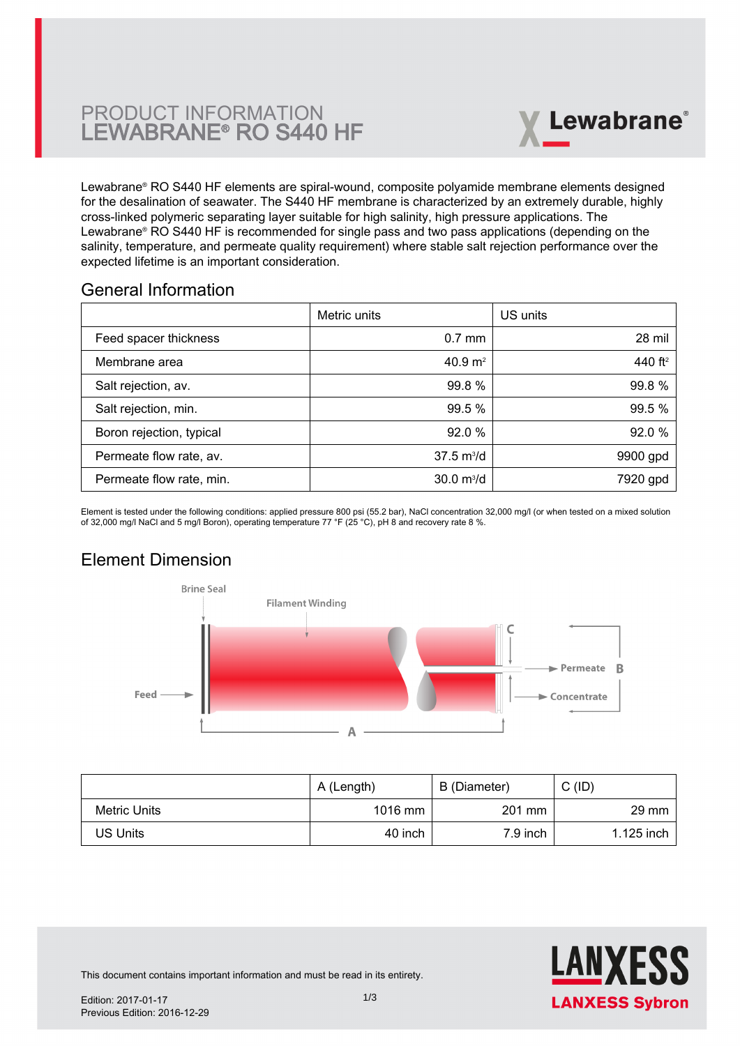# PRODUCT INFORMATION
# LEWABRANE® RO S440 HF

Lewabrane® RO S440 HF elements are spiral-wound, composite polyamide membrane elements designed for the desalination of seawater. The S440 HF membrane is characterized by an extremely durable, highly cross-linked polymeric separating layer suitable for high salinity, high pressure applications. The Lewabrane® RO S440 HF is recommended for single pass and two pass applications (depending on the salinity, temperature, and permeate quality requirement) where stable salt rejection performance over the expected lifetime is an important consideration.

## General Information

| | Metric units | US units |
|---|---|---|
| Feed spacer thickness | 0.7 mm | 28 mil |
| Membrane area | 40.9 $m^2$ | 440 $ft^2$ |
| Salt rejection, av. | 99.8 % | 99.8 % |
| Salt rejection, min. | 99.5 % | 99.5 % |
| Boron rejection, typical | 92.0 % | 92.0 % |
| Permeate flow rate, av. | 37.5 $m^3$/d | 9900 gpd |
| Permeate flow rate, min. | 30.0 $m^3$/d | 7920 gpd |

Element is tested under the following conditions: applied pressure 800 psi (55.2 bar), NaCl concentration 32,000 mg/l (or when tested on a mixed solution of 32,000 mg/l NaCl and 5 mg/l Boron), operating temperature 77 °F (25 °C), pH 8 and recovery rate 8 %.

## Element Dimension

Brine Seal, Filament Winding, Feed, Permeate, Concentrate, A, B, C

| | A (Length) | B (Diameter) | C (ID) |
|---|---|---|---|
| Metric Units | 1016 mm | 201 mm | 29 mm |
| US Units | 40 inch | 7.9 inch | 1.125 inch |

This document contains important information and must be read in its entirety.

Edition: 2017-01-17
Previous Edition: 2016-12-29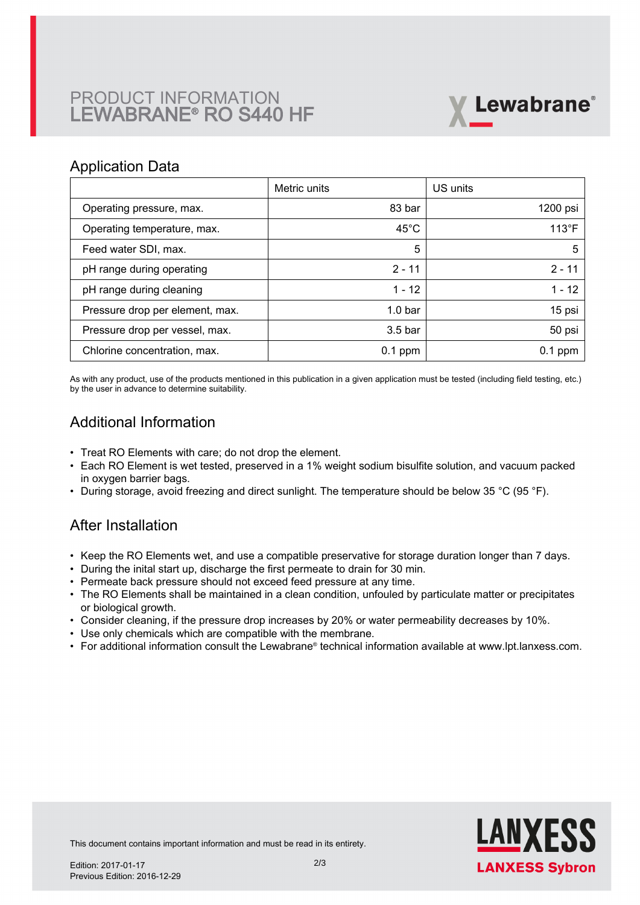# PRODUCT INFORMATION LEWABRANE® RO S440 HF

## Application Data

| | Metric units | US units |
|---|---|---|
| Operating pressure, max. | 83 bar | 1200 psi |
| Operating temperature, max. | 45°C | 113°F |
| Feed water SDI, max. | 5 | 5 |
| pH range during operating | 2 - 11 | 2 - 11 |
| pH range during cleaning | 1 - 12 | 1 - 12 |
| Pressure drop per element, max. | 1.0 bar | 15 psi |
| Pressure drop per vessel, max. | 3.5 bar | 50 psi |
| Chlorine concentration, max. | 0.1 ppm | 0.1 ppm |

As with any product, use of the products mentioned in this publication in a given application must be tested (including field testing, etc.) by the user in advance to determine suitability.

## Additional Information

- Treat RO Elements with care; do not drop the element.
- Each RO Element is wet tested, preserved in a 1% weight sodium bisulfite solution, and vacuum packed in oxygen barrier bags.
- During storage, avoid freezing and direct sunlight. The temperature should be below 35 °C (95 °F).

## After Installation

- Keep the RO Elements wet, and use a compatible preservative for storage duration longer than 7 days.
- During the inital start up, discharge the first permeate to drain for 30 min.
- Permeate back pressure should not exceed feed pressure at any time.
- The RO Elements shall be maintained in a clean condition, unfouled by particulate matter or precipitates or biological growth.
- Consider cleaning, if the pressure drop increases by 20% or water permeability decreases by 10%.
- Use only chemicals which are compatible with the membrane.
- For additional information consult the Lewabrane® technical information available at www.lpt.lanxess.com.

This document contains important information and must be read in its entirety.

Edition: 2017-01-17
Previous Edition: 2016-12-29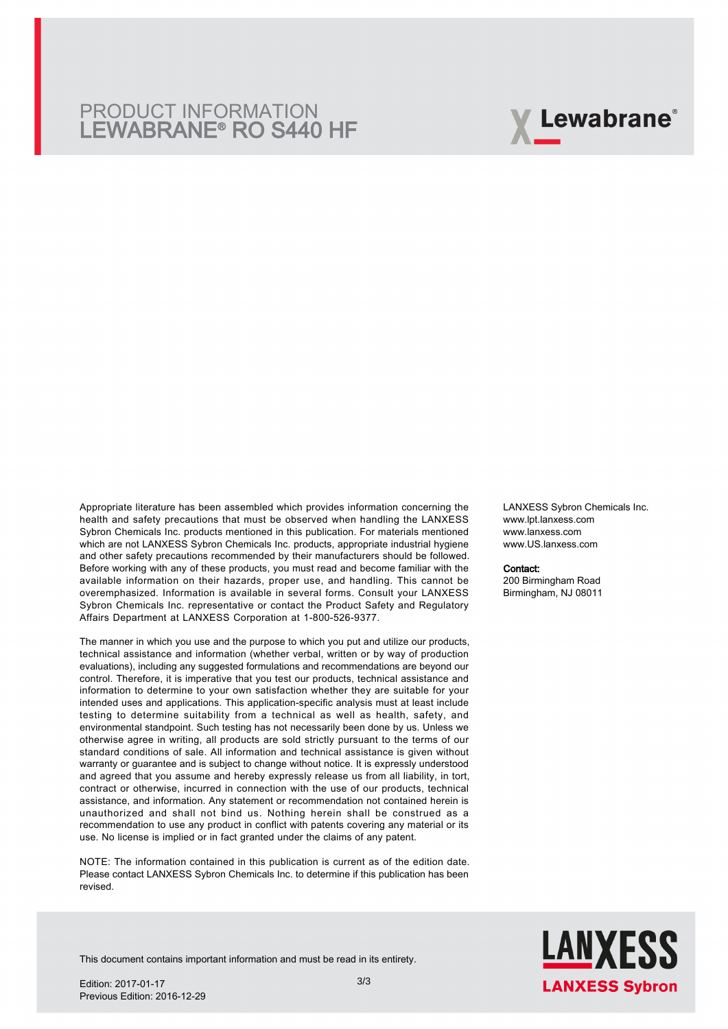Appropriate literature has been assembled which provides information concerning the health and safety precautions that must be observed when handling the LANXESS Sybron Chemicals Inc. products mentioned in this publication. For materials mentioned which are not LANXESS Sybron Chemicals Inc. products, appropriate industrial hygiene and other safety precautions recommended by their manufacturers should be followed. Before working with any of these products, you must read and become familiar with the available information on their hazards, proper use, and handling. This cannot be overemphasized. Information is available in several forms. Consult your LANXESS Sybron Chemicals Inc. representative or contact the Product Safety and Regulatory Affairs Department at LANXESS Corporation at 1-800-526-9377.

The manner in which you use and the purpose to which you put and utilize our products, technical assistance and information (whether verbal, written or by way of production evaluations), including any suggested formulations and recommendations are beyond our control. Therefore, it is imperative that you test our products, technical assistance and information to determine to your own satisfaction whether they are suitable for your intended uses and applications. This application-specific analysis must at least include testing to determine suitability from a technical as well as health, safety, and environmental standpoint. Such testing has not necessarily been done by us. Unless we otherwise agree in writing, all products are sold strictly pursuant to the terms of our standard conditions of sale. All information and technical assistance is given without warranty or guarantee and is subject to change without notice. It is expressly understood and agreed that you assume and hereby expressly release us from all liability, in tort, contract or otherwise, incurred in connection with the use of our products, technical assistance, and information. Any statement or recommendation not contained herein is unauthorized and shall not bind us. Nothing herein shall be construed as a recommendation to use any product in conflict with patents covering any material or its use. No license is implied or in fact granted under the claims of any patent.

NOTE: The information contained in this publication is current as of the edition date. Please contact LANXESS Sybron Chemicals Inc. to determine if this publication has been revised.

LANXESS Sybron Chemicals Inc.
www.lpt.lanxess.com
www.lanxess.com
www.US.lanxess.com

**Contact:**
200 Birmingham Road
Birmingham, NJ 08011

This document contains important information and must be read in its entirety.

Edition: 2017-01-17
Previous Edition: 2016-12-29